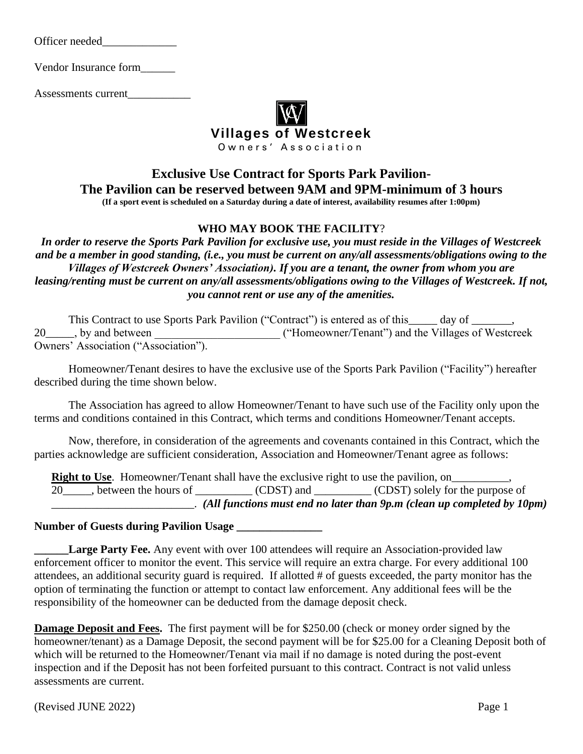Officer needed_____________

Vendor Insurance form______

Assessments current___________

**Villages of Westcreek**
Owners' Association

# Exclusive Use Contract for Sports Park Pavilion-
# The Pavilion can be reserved between 9AM and 9PM-minimum of 3 hours

**(If a sport event is scheduled on a Saturday during a date of interest, availability resumes after 1:00pm)**

## WHO MAY BOOK THE FACILITY?

***In order to reserve the Sports Park Pavilion for exclusive use, you must reside in the Villages of Westcreek and be a member in good standing, (i.e., you must be current on any/all assessments/obligations owing to the Villages of Westcreek Owners' Association). If you are a tenant, the owner from whom you are leasing/renting must be current on any/all assessments/obligations owing to the Villages of Westcreek. If not, you cannot rent or use any of the amenities.***

This Contract to use Sports Park Pavilion ("Contract") is entered as of this_____ day of _______, 20_____, by and between ______________________ ("Homeowner/Tenant") and the Villages of Westcreek Owners' Association ("Association").

Homeowner/Tenant desires to have the exclusive use of the Sports Park Pavilion ("Facility") hereafter described during the time shown below.

The Association has agreed to allow Homeowner/Tenant to have such use of the Facility only upon the terms and conditions contained in this Contract, which terms and conditions Homeowner/Tenant accepts.

Now, therefore, in consideration of the agreements and covenants contained in this Contract, which the parties acknowledge are sufficient consideration, Association and Homeowner/Tenant agree as follows:

**Right to Use**. Homeowner/Tenant shall have the exclusive right to use the pavilion, on__________, 20_____, between the hours of __________ (CDST) and __________ (CDST) solely for the purpose of _________________________. ***(All functions must end no later than 9p.m (clean up completed by 10pm)***

**Number of Guests during Pavilion Usage _______________**

**______Large Party Fee.** Any event with over 100 attendees will require an Association-provided law enforcement officer to monitor the event. This service will require an extra charge. For every additional 100 attendees, an additional security guard is required. If allotted # of guests exceeded, the party monitor has the option of terminating the function or attempt to contact law enforcement. Any additional fees will be the responsibility of the homeowner can be deducted from the damage deposit check.

**Damage Deposit and Fees.** The first payment will be for $250.00 (check or money order signed by the homeowner/tenant) as a Damage Deposit, the second payment will be for $25.00 for a Cleaning Deposit both of which will be returned to the Homeowner/Tenant via mail if no damage is noted during the post-event inspection and if the Deposit has not been forfeited pursuant to this contract. Contract is not valid unless assessments are current.

(Revised JUNE 2022)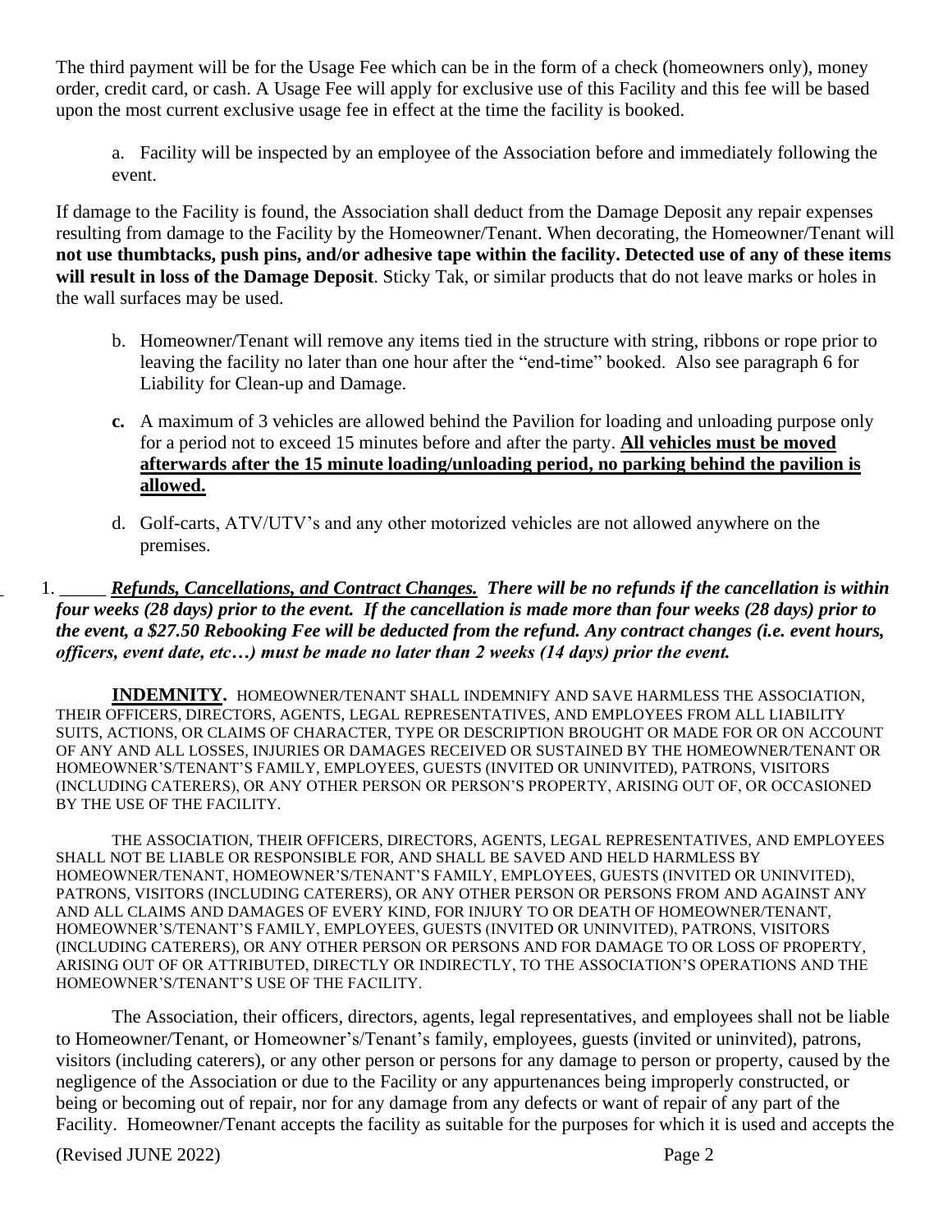The third payment will be for the Usage Fee which can be in the form of a check (homeowners only), money order, credit card, or cash. A Usage Fee will apply for exclusive use of this Facility and this fee will be based upon the most current exclusive usage fee in effect at the time the facility is booked.

a. Facility will be inspected by an employee of the Association before and immediately following the event.

If damage to the Facility is found, the Association shall deduct from the Damage Deposit any repair expenses resulting from damage to the Facility by the Homeowner/Tenant. When decorating, the Homeowner/Tenant will **not use thumbtacks, push pins, and/or adhesive tape within the facility. Detected use of any of these items will result in loss of the Damage Deposit**. Sticky Tak, or similar products that do not leave marks or holes in the wall surfaces may be used.

b. Homeowner/Tenant will remove any items tied in the structure with string, ribbons or rope prior to leaving the facility no later than one hour after the "end-time" booked. Also see paragraph 6 for Liability for Clean-up and Damage.

**c.** A maximum of 3 vehicles are allowed behind the Pavilion for loading and unloading purpose only for a period not to exceed 15 minutes before and after the party. **All vehicles must be moved afterwards after the 15 minute loading/unloading period, no parking behind the pavilion is allowed.**

d. Golf-carts, ATV/UTV's and any other motorized vehicles are not allowed anywhere on the premises.

1. _____ ***Refunds, Cancellations, and Contract Changes. There will be no refunds if the cancellation is within four weeks (28 days) prior to the event. If the cancellation is made more than four weeks (28 days) prior to the event, a $27.50 Rebooking Fee will be deducted from the refund. Any contract changes (i.e. event hours, officers, event date, etc…) must be made no later than 2 weeks (14 days) prior the event.***

**INDEMNITY.** HOMEOWNER/TENANT SHALL INDEMNIFY AND SAVE HARMLESS THE ASSOCIATION, THEIR OFFICERS, DIRECTORS, AGENTS, LEGAL REPRESENTATIVES, AND EMPLOYEES FROM ALL LIABILITY SUITS, ACTIONS, OR CLAIMS OF CHARACTER, TYPE OR DESCRIPTION BROUGHT OR MADE FOR OR ON ACCOUNT OF ANY AND ALL LOSSES, INJURIES OR DAMAGES RECEIVED OR SUSTAINED BY THE HOMEOWNER/TENANT OR HOMEOWNER'S/TENANT'S FAMILY, EMPLOYEES, GUESTS (INVITED OR UNINVITED), PATRONS, VISITORS (INCLUDING CATERERS), OR ANY OTHER PERSON OR PERSON'S PROPERTY, ARISING OUT OF, OR OCCASIONED BY THE USE OF THE FACILITY.

THE ASSOCIATION, THEIR OFFICERS, DIRECTORS, AGENTS, LEGAL REPRESENTATIVES, AND EMPLOYEES SHALL NOT BE LIABLE OR RESPONSIBLE FOR, AND SHALL BE SAVED AND HELD HARMLESS BY HOMEOWNER/TENANT, HOMEOWNER'S/TENANT'S FAMILY, EMPLOYEES, GUESTS (INVITED OR UNINVITED), PATRONS, VISITORS (INCLUDING CATERERS), OR ANY OTHER PERSON OR PERSONS FROM AND AGAINST ANY AND ALL CLAIMS AND DAMAGES OF EVERY KIND, FOR INJURY TO OR DEATH OF HOMEOWNER/TENANT, HOMEOWNER'S/TENANT'S FAMILY, EMPLOYEES, GUESTS (INVITED OR UNINVITED), PATRONS, VISITORS (INCLUDING CATERERS), OR ANY OTHER PERSON OR PERSONS AND FOR DAMAGE TO OR LOSS OF PROPERTY, ARISING OUT OF OR ATTRIBUTED, DIRECTLY OR INDIRECTLY, TO THE ASSOCIATION'S OPERATIONS AND THE HOMEOWNER'S/TENANT'S USE OF THE FACILITY.

The Association, their officers, directors, agents, legal representatives, and employees shall not be liable to Homeowner/Tenant, or Homeowner's/Tenant's family, employees, guests (invited or uninvited), patrons, visitors (including caterers), or any other person or persons for any damage to person or property, caused by the negligence of the Association or due to the Facility or any appurtenances being improperly constructed, or being or becoming out of repair, nor for any damage from any defects or want of repair of any part of the Facility. Homeowner/Tenant accepts the facility as suitable for the purposes for which it is used and accepts the

(Revised JUNE 2022)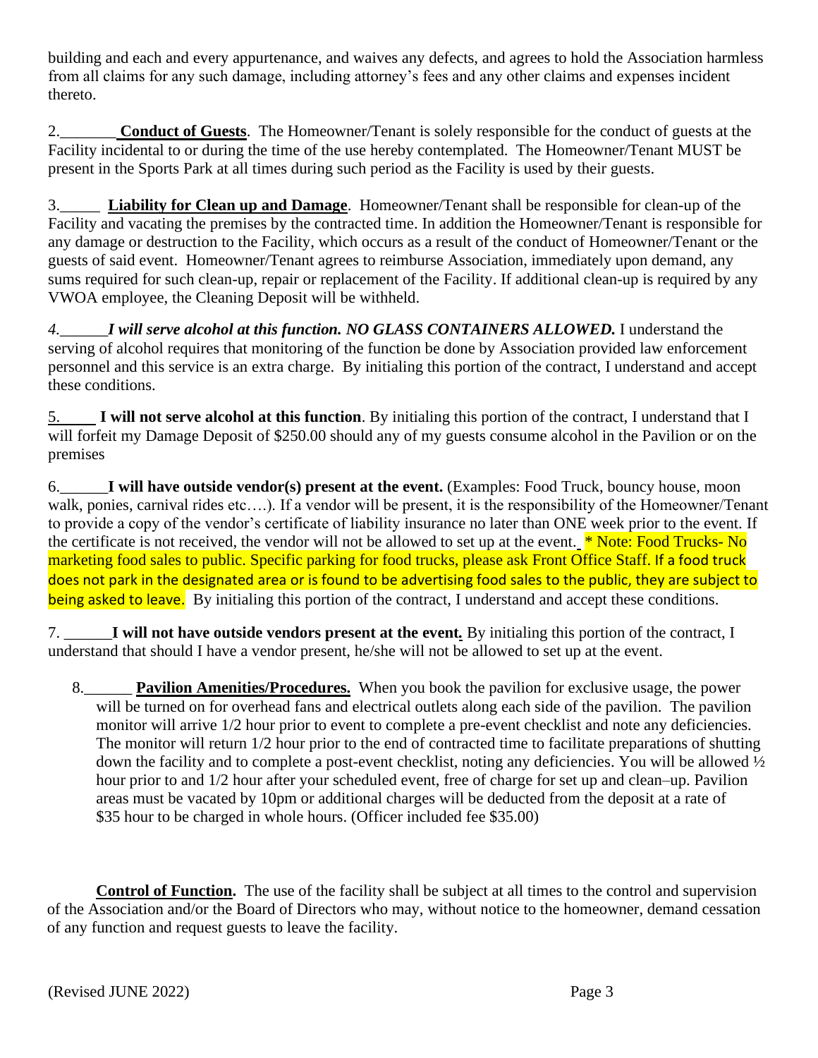building and each and every appurtenance, and waives any defects, and agrees to hold the Association harmless from all claims for any such damage, including attorney's fees and any other claims and expenses incident thereto.

2.\_\_\_\_\_\_\_ **Conduct of Guests**. The Homeowner/Tenant is solely responsible for the conduct of guests at the Facility incidental to or during the time of the use hereby contemplated. The Homeowner/Tenant MUST be present in the Sports Park at all times during such period as the Facility is used by their guests.

3.\_\_\_\_\_ **Liability for Clean up and Damage**. Homeowner/Tenant shall be responsible for clean-up of the Facility and vacating the premises by the contracted time. In addition the Homeowner/Tenant is responsible for any damage or destruction to the Facility, which occurs as a result of the conduct of Homeowner/Tenant or the guests of said event. Homeowner/Tenant agrees to reimburse Association, immediately upon demand, any sums required for such clean-up, repair or replacement of the Facility. If additional clean-up is required by any VWOA employee, the Cleaning Deposit will be withheld.

*4.\_\_\_\_\_\_**I will serve alcohol at this function. NO GLASS CONTAINERS ALLOWED.*** I understand the serving of alcohol requires that monitoring of the function be done by Association provided law enforcement personnel and this service is an extra charge. By initialing this portion of the contract, I understand and accept these conditions.

5.\_\_\_\_\_ **I will not serve alcohol at this function**. By initialing this portion of the contract, I understand that I will forfeit my Damage Deposit of $250.00 should any of my guests consume alcohol in the Pavilion or on the premises

6.\_\_\_\_\_\_**I will have outside vendor(s) present at the event.** (Examples: Food Truck, bouncy house, moon walk, ponies, carnival rides etc….). If a vendor will be present, it is the responsibility of the Homeowner/Tenant to provide a copy of the vendor's certificate of liability insurance no later than ONE week prior to the event. If the certificate is not received, the vendor will not be allowed to set up at the event. * Note: Food Trucks- No marketing food sales to public. Specific parking for food trucks, please ask Front Office Staff. If a food truck does not park in the designated area or is found to be advertising food sales to the public, they are subject to being asked to leave. By initialing this portion of the contract, I understand and accept these conditions.

7. \_\_\_\_\_\_**I will not have outside vendors present at the event.** By initialing this portion of the contract, I understand that should I have a vendor present, he/she will not be allowed to set up at the event.

8.\_\_\_\_\_\_ **Pavilion Amenities/Procedures.** When you book the pavilion for exclusive usage, the power will be turned on for overhead fans and electrical outlets along each side of the pavilion. The pavilion monitor will arrive 1/2 hour prior to event to complete a pre-event checklist and note any deficiencies. The monitor will return 1/2 hour prior to the end of contracted time to facilitate preparations of shutting down the facility and to complete a post-event checklist, noting any deficiencies. You will be allowed ½ hour prior to and 1/2 hour after your scheduled event, free of charge for set up and clean–up. Pavilion areas must be vacated by 10pm or additional charges will be deducted from the deposit at a rate of $35 hour to be charged in whole hours. (Officer included fee $35.00)

**Control of Function.** The use of the facility shall be subject at all times to the control and supervision of the Association and/or the Board of Directors who may, without notice to the homeowner, demand cessation of any function and request guests to leave the facility.

(Revised JUNE 2022)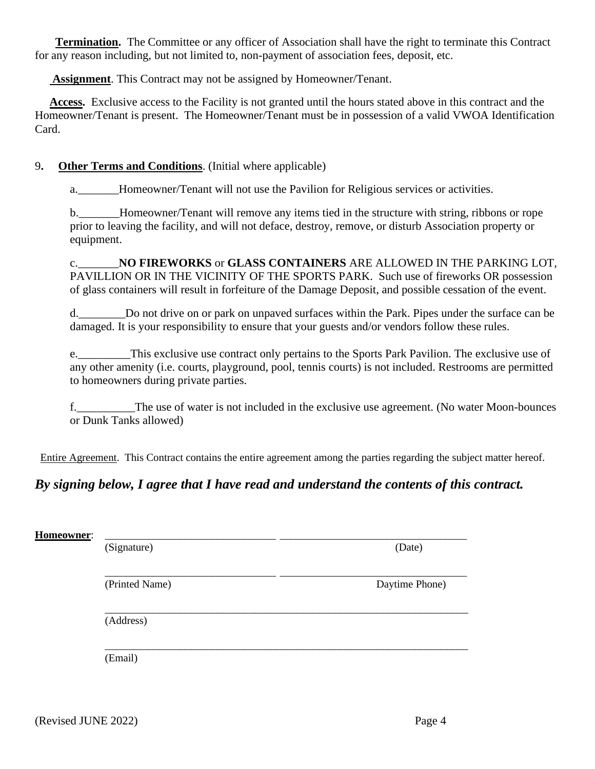**Termination.** The Committee or any officer of Association shall have the right to terminate this Contract for any reason including, but not limited to, non-payment of association fees, deposit, etc.

**Assignment**. This Contract may not be assigned by Homeowner/Tenant.

**Access.** Exclusive access to the Facility is not granted until the hours stated above in this contract and the Homeowner/Tenant is present. The Homeowner/Tenant must be in possession of a valid VWOA Identification Card.

9. **Other Terms and Conditions**. (Initial where applicable)

a._______Homeowner/Tenant will not use the Pavilion for Religious services or activities.

b._______Homeowner/Tenant will remove any items tied in the structure with string, ribbons or rope prior to leaving the facility, and will not deface, destroy, remove, or disturb Association property or equipment.

c._______**NO FIREWORKS** or **GLASS CONTAINERS** ARE ALLOWED IN THE PARKING LOT, PAVILLION OR IN THE VICINITY OF THE SPORTS PARK. Such use of fireworks OR possession of glass containers will result in forfeiture of the Damage Deposit, and possible cessation of the event.

d.________Do not drive on or park on unpaved surfaces within the Park. Pipes under the surface can be damaged. It is your responsibility to ensure that your guests and/or vendors follow these rules.

e._________This exclusive use contract only pertains to the Sports Park Pavilion. The exclusive use of any other amenity (i.e. courts, playground, pool, tennis courts) is not included. Restrooms are permitted to homeowners during private parties.

f.__________The use of water is not included in the exclusive use agreement. (No water Moon-bounces or Dunk Tanks allowed)

Entire Agreement. This Contract contains the entire agreement among the parties regarding the subject matter hereof.

***By signing below, I agree that I have read and understand the contents of this contract.***

**Homeowner**: ________________________________ ________________________________

(Signature) (Date)

________________________________ ________________________________

(Printed Name) Daytime Phone)

__________________________________________________________________

(Address)

__________________________________________________________________

(Email)

(Revised JUNE 2022)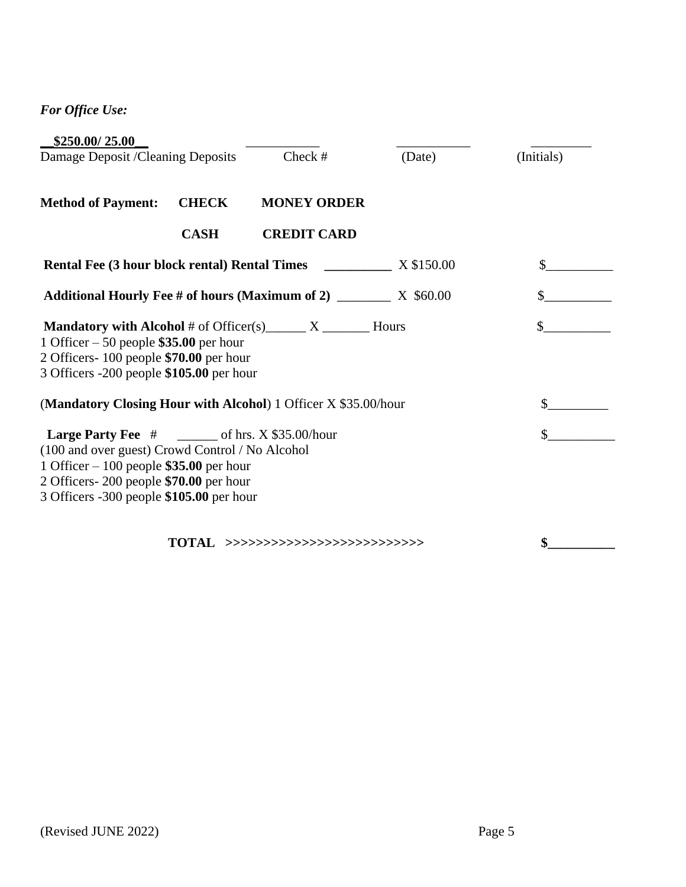***For Office Use:***

| **__$250.00/ 25.00__** | ___________ | ___________ | _________ |
|---|---|---|---|
| Damage Deposit /Cleaning Deposits | Check # | (Date) | (Initials) |

**Method of Payment:** **CHECK** **MONEY ORDER**

**CASH** **CREDIT CARD**

**Rental Fee (3 hour block rental) Rental Times** **__________** X $150.00 $__________

**Additional Hourly Fee # of hours (Maximum of 2)** ________ X $60.00 $__________

**Mandatory with Alcohol** # of Officer(s)______ X _______ Hours $__________
1 Officer – 50 people **$35.00** per hour
2 Officers- 100 people **$70.00** per hour
3 Officers -200 people **$105.00** per hour

(**Mandatory Closing Hour with Alcohol**) 1 Officer X $35.00/hour $_________

**Large Party Fee** # ______ of hrs. X $35.00/hour $__________
(100 and over guest) Crowd Control / No Alcohol
1 Officer – 100 people **$35.00** per hour
2 Officers- 200 people **$70.00** per hour
3 Officers -300 people **$105.00** per hour

**TOTAL >>>>>>>>>>>>>>>>>>>>>>>>>>>** **$__________**

(Revised JUNE 2022)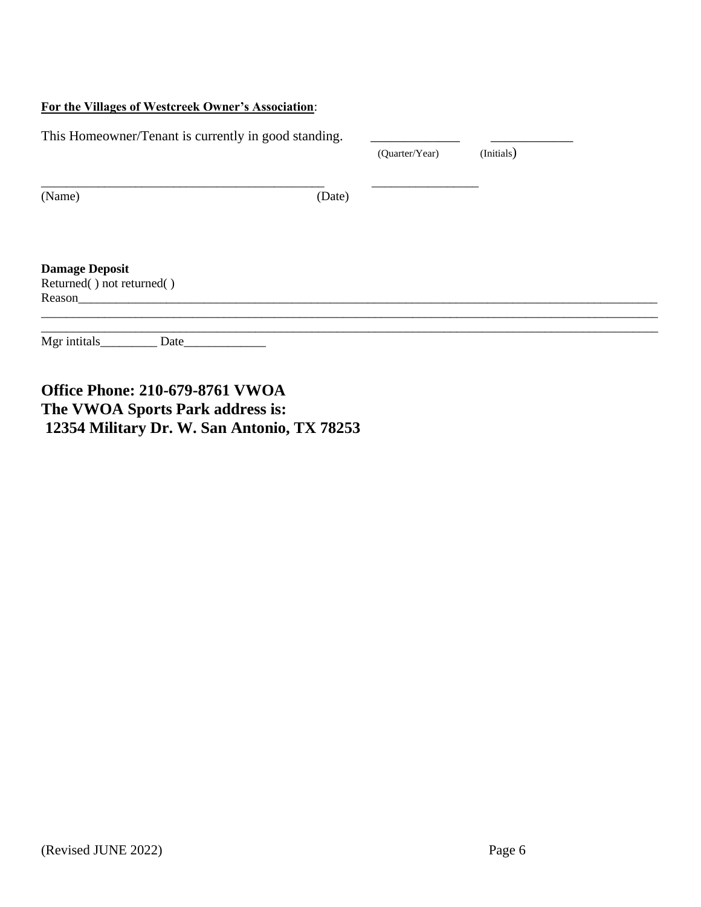**<u>For the Villages of Westcreek Owner's Association</u>**:

This Homeowner/Tenant is currently in good standing. _____________ ____________
(Quarter/Year) (Initials)

_____________________________________________ ________________
(Name) (Date)

**Damage Deposit**
Returned( ) not returned( )
Reason_____________________________________________________________________________________________
_____________________________________________________________________________________________________
_____________________________________________________________________________________________________
Mgr intitals_________ Date_____________

**Office Phone: 210-679-8761 VWOA**
**The VWOA Sports Park address is:**
**12354 Military Dr. W. San Antonio, TX 78253**

(Revised JUNE 2022)